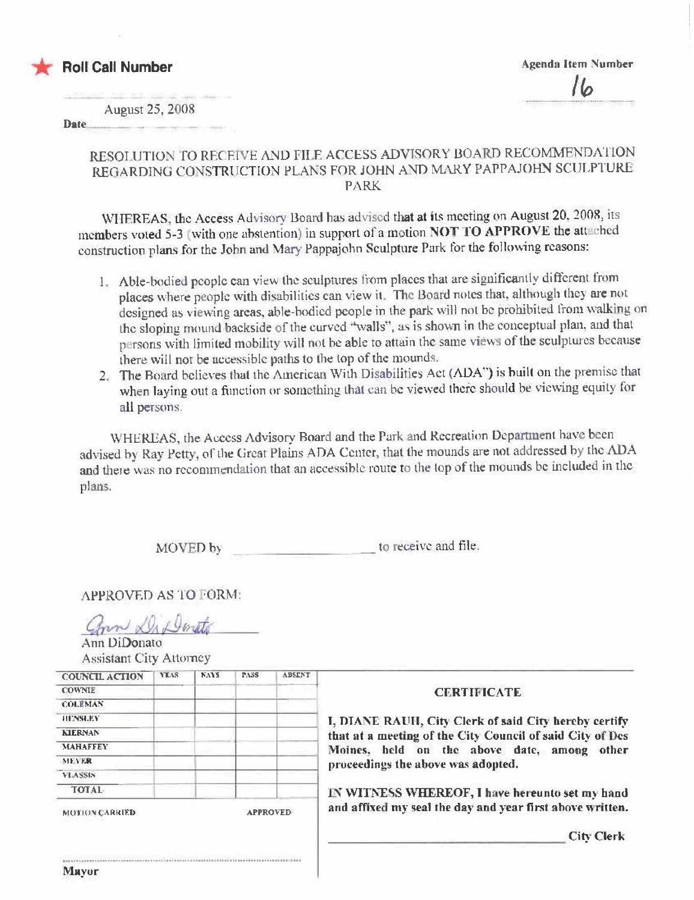★ **Roll Call Number**

**Agenda Item Number** 16

Date August 25, 2008

## RESOLUTION TO RECEIVE AND FILE ACCESS ADVISORY BOARD RECOMMENDATION REGARDING CONSTRUCTION PLANS FOR JOHN AND MARY PAPPAJOHN SCULPTURE PARK

WHEREAS, the Access Advisory Board has advised that at its meeting on August 20, 2008, its members voted 5-3 (with one abstention) in support of a motion **NOT TO APPROVE** the attached construction plans for the John and Mary Pappajohn Sculpture Park for the following reasons:

1. Able-bodied people can view the sculptures from places that are significantly different from places where people with disabilities can view it. The Board notes that, although they are not designed as viewing areas, able-bodied people in the park will not be prohibited from walking on the sloping mound backside of the curved "walls", as is shown in the conceptual plan, and that persons with limited mobility will not be able to attain the same views of the sculptures because there will not be accessible paths to the top of the mounds.
2. The Board believes that the American With Disabilities Act (ADA") is built on the premise that when laying out a function or something that can be viewed there should be viewing equity for all persons.

WHEREAS, the Access Advisory Board and the Park and Recreation Department have been advised by Ray Petty, of the Great Plains ADA Center, that the mounds are not addressed by the ADA and there was no recommendation that an accessible route to the top of the mounds be included in the plans.

MOVED by ____________________ to receive and file.

APPROVED AS TO FORM:

Ann DiDonato
Assistant City Attorney

| COUNCIL ACTION | YEAS | NAYS | PASS | ABSENT |
|---|---|---|---|---|
| COWNIE | | | | |
| COLEMAN | | | | |
| HENSLEY | | | | |
| KIERNAN | | | | |
| MAHAFFEY | | | | |
| MEYER | | | | |
| VLASSIS | | | | |
| TOTAL | | | | |

MOTION CARRIED APPROVED

Mayor

**CERTIFICATE**

**I, DIANE RAUH, City Clerk of said City hereby certify that at a meeting of the City Council of said City of Des Moines, held on the above date, among other proceedings the above was adopted.**

**IN WITNESS WHEREOF, I have hereunto set my hand and affixed my seal the day and year first above written.**

____________________ **City Clerk**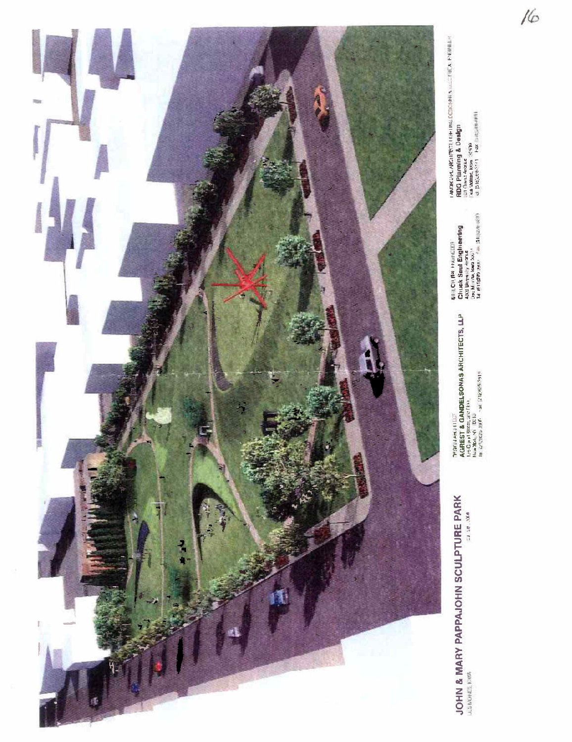# JOHN & MARY PAPPAJOHN SCULPTURE PARK

DES MOINES, IOWA

DESIGN ARCHITECT
**AGREST & GANDELSONAS ARCHITECTS, LLP**

STRUCTURAL ENGINEER
**Chuck Saul Engineering**

LANDSCAPE ARCHITECT / LIGHTING DESIGN / MEP & ELECTRICAL ENGINEER
**RDG Planning & Design**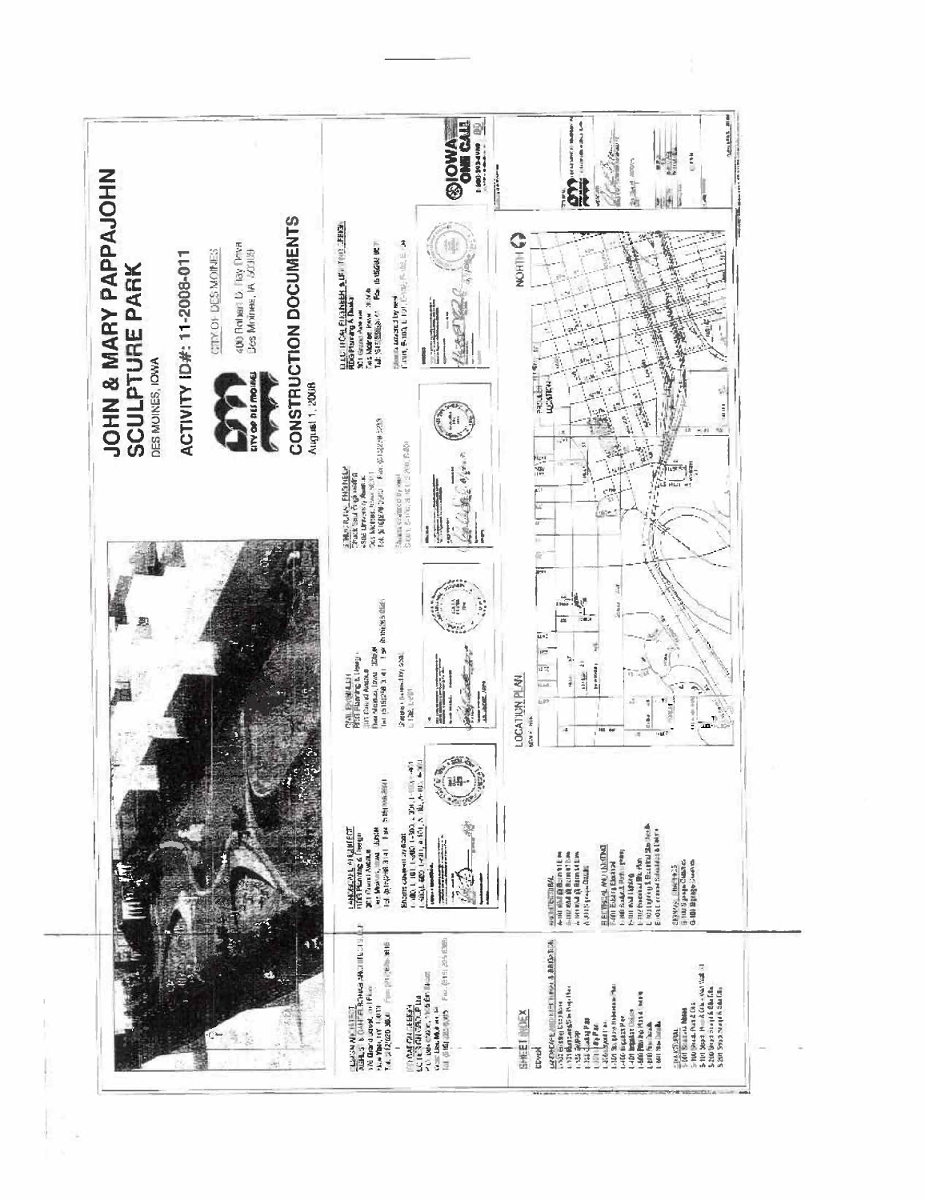# JOHN & MARY PAPPAJOHN SCULPTURE PARK

DES MOINES, IOWA

## ACTIVITY ID#: 11-2008-011

CITY OF DES MOINES

400 Robert D. Ray Drive
Des Moines, IA 50309

## CONSTRUCTION DOCUMENTS

August 1, 2008

LANDSCAPE ARCHITECT
RDG Planning & Design
301 Grand Avenue
Des Moines, Iowa 50309

CIVIL ENGINEER
RDG Planning & Design
301 Grand Avenue
Des Moines, Iowa 50309

STRUCTURAL ENGINEER
301 Grand Avenue
Des Moines, Iowa 50309

ELECTRICAL ENGINEER & LIGHTING
RDG Planning & Design
301 Grand Avenue
Des Moines, Iowa 50309

LOCATION PLAN

PROJECT LOCATION

NORTH

IOWA ONE CALL

## SHEET INDEX

Cover

LANDSCAPE ARCHITECTURAL

ARCHITECTURAL

ELECTRICAL AND LIGHTING

STRUCTURAL

GRAPHICS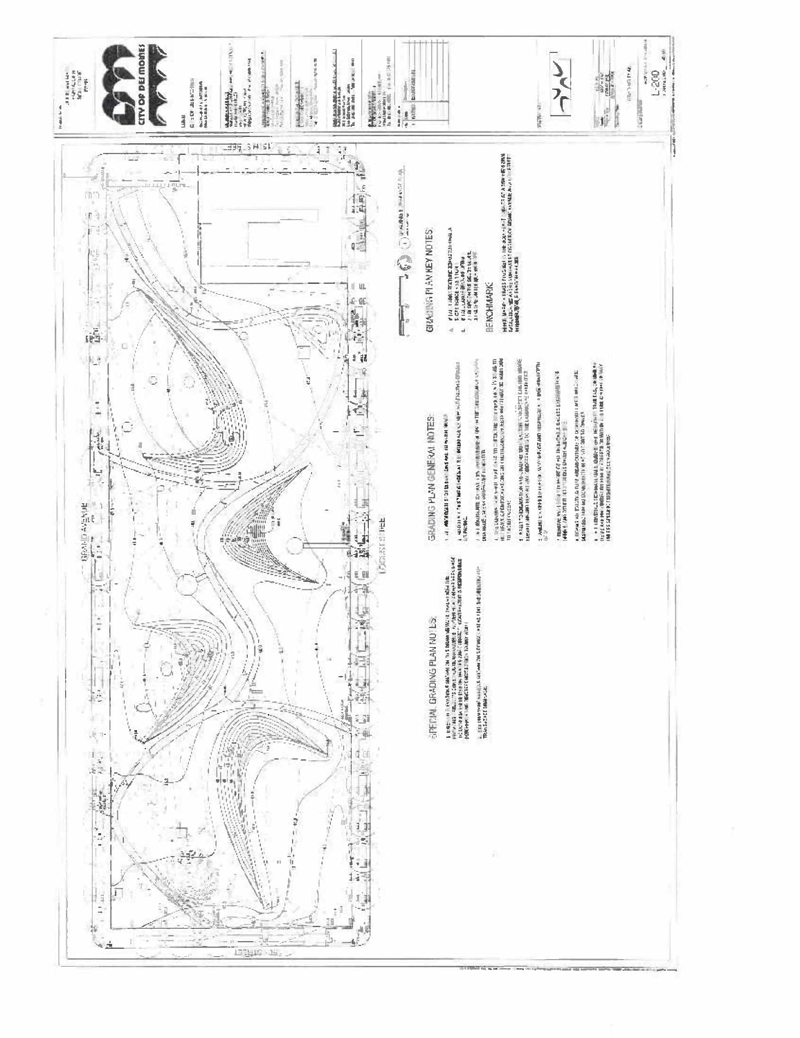GRAND AVENUE

LOCUST STREET

## SPECIAL GRADING PLAN NOTES

## GRADING PLAN GENERAL NOTES

## GRADING PLAN KEY NOTES

## BENCHMARK

CITY OF DES MOINES

L-200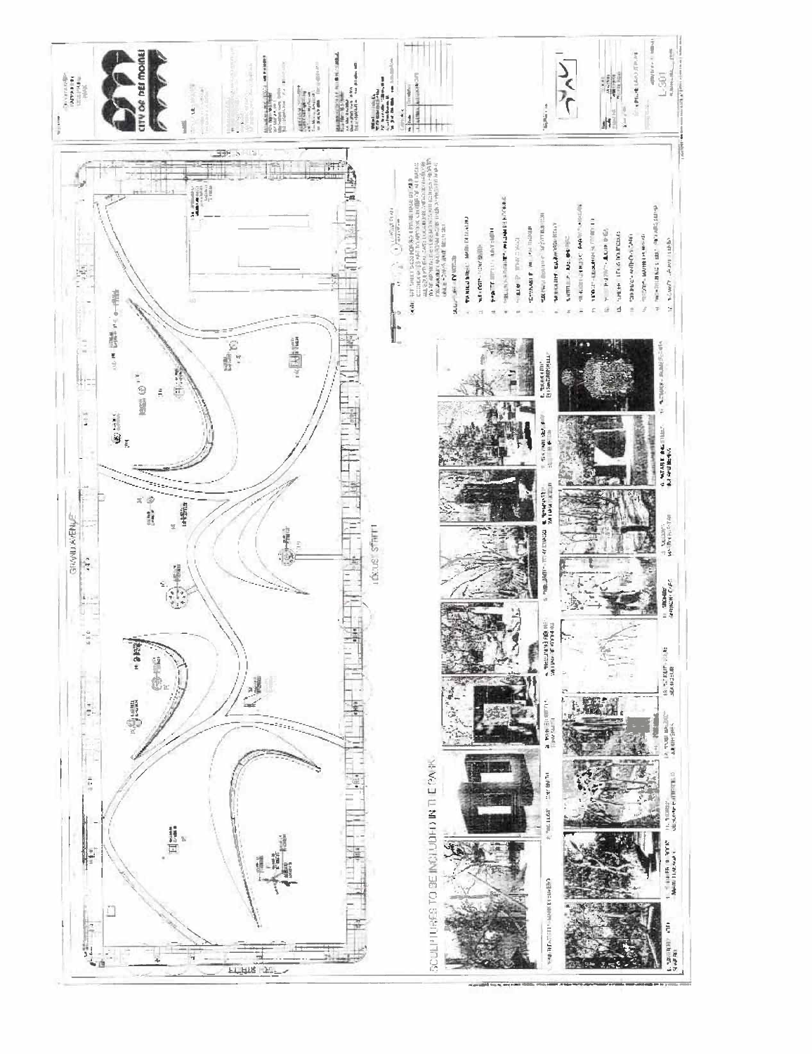# CITY OF DES MOINES

GRAND AVENUE

LOCUST STREET

## SCULPTURES TO BE INCLUDED IN THE PARK

L-501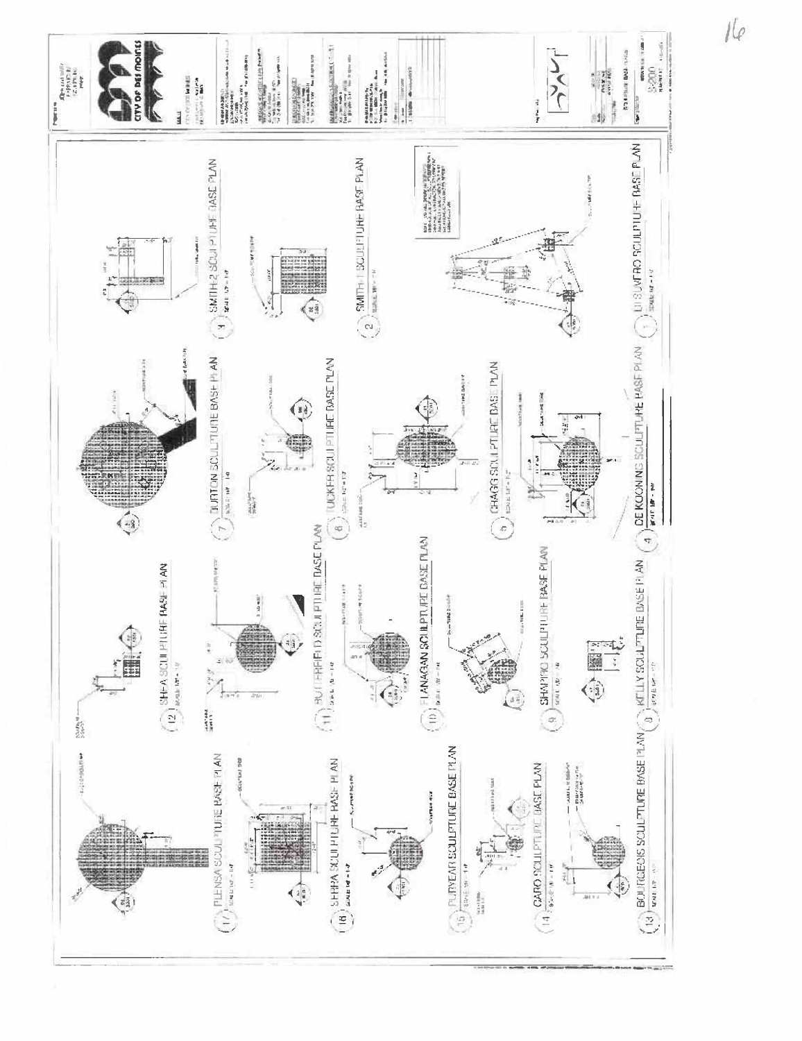CITY OF DES MOINES

(17) PLENSA SCULPTURE BASE PLAN

(16) SERRA SCULPTURE BASE PLAN

(15) PURYEAR SCULPTURE BASE PLAN

(14) CARO SCULPTURE BASE PLAN

(13) BOURGEOIS SCULPTURE BASE PLAN

(12) SHEA SCULPTURE BASE PLAN

(11) BUTTERFIELD SCULPTURE BASE PLAN

(10) FLANAGAN SCULPTURE BASE PLAN

(9) SHAPIRO SCULPTURE BASE PLAN

(8) KELLY SCULPTURE BASE PLAN

(7) BURTON SCULPTURE BASE PLAN

(6) TUCKER SCULPTURE BASE PLAN

(5) CRAGG SCULPTURE BASE PLAN

(4) DE KOONING SCULPTURE BASE PLAN

(3) SMITH-2 SCULPTURE BASE PLAN

(2) SMITH-1 SCULPTURE BASE PLAN

(1) DI SUVERO SCULPTURE BASE PLAN

S200